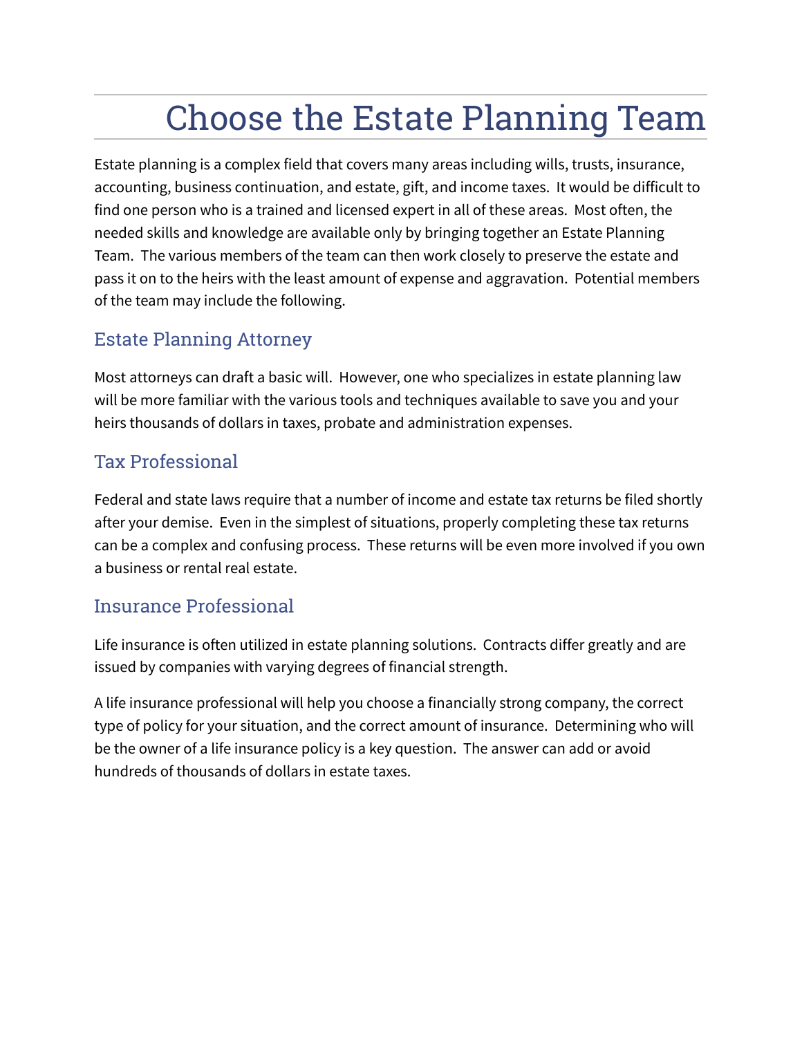# Choose the Estate Planning Team

Estate planning is a complex field that covers many areas including wills, trusts, insurance, accounting, business continuation, and estate, gift, and income taxes. It would be difficult to find one person who is a trained and licensed expert in all of these areas. Most often, the needed skills and knowledge are available only by bringing together an Estate Planning Team. The various members of the team can then work closely to preserve the estate and pass it on to the heirs with the least amount of expense and aggravation. Potential members of the team may include the following.

## Estate Planning Attorney

Most attorneys can draft a basic will. However, one who specializes in estate planning law will be more familiar with the various tools and techniques available to save you and your heirs thousands of dollars in taxes, probate and administration expenses.

## Tax Professional

Federal and state laws require that a number of income and estate tax returns be filed shortly after your demise. Even in the simplest of situations, properly completing these tax returns can be a complex and confusing process. These returns will be even more involved if you own a business or rental real estate.

## Insurance Professional

Life insurance is often utilized in estate planning solutions. Contracts differ greatly and are issued by companies with varying degrees of financial strength.

A life insurance professional will help you choose a financially strong company, the correct type of policy for your situation, and the correct amount of insurance. Determining who will be the owner of a life insurance policy is a key question. The answer can add or avoid hundreds of thousands of dollars in estate taxes.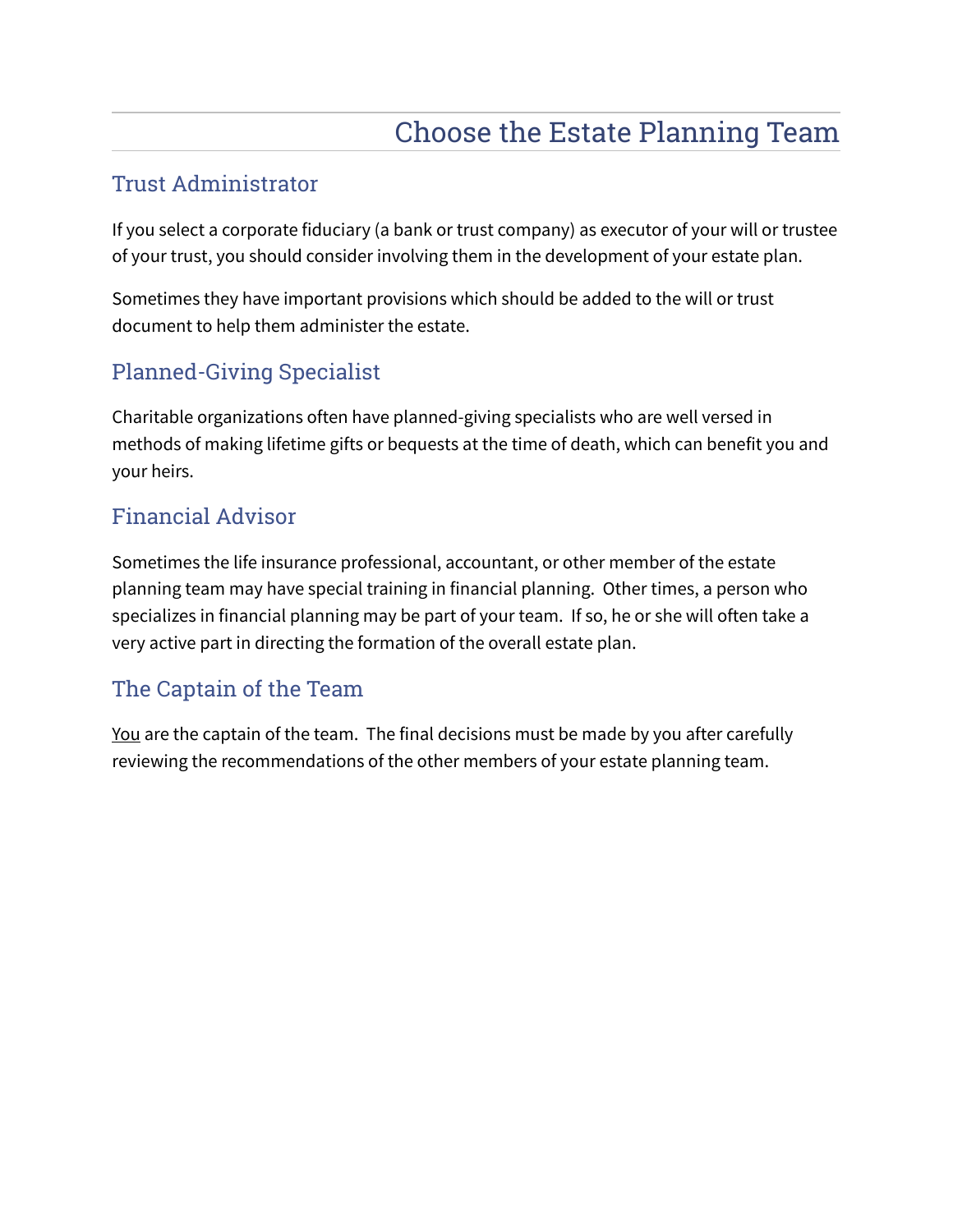# Choose the Estate Planning Team

## Trust Administrator

If you select a corporate fiduciary (a bank or trust company) as executor of your will or trustee of your trust, you should consider involving them in the development of your estate plan.

Sometimes they have important provisions which should be added to the will or trust document to help them administer the estate.

## Planned-Giving Specialist

Charitable organizations often have planned-giving specialists who are well versed in methods of making lifetime gifts or bequests at the time of death, which can benefit you and your heirs.

## Financial Advisor

Sometimes the life insurance professional, accountant, or other member of the estate planning team may have special training in financial planning. Other times, a person who specializes in financial planning may be part of your team. If so, he or she will often take a very active part in directing the formation of the overall estate plan.

## The Captain of the Team

<u>You</u> are the captain of the team. The final decisions must be made by you after carefully reviewing the recommendations of the other members of your estate planning team.